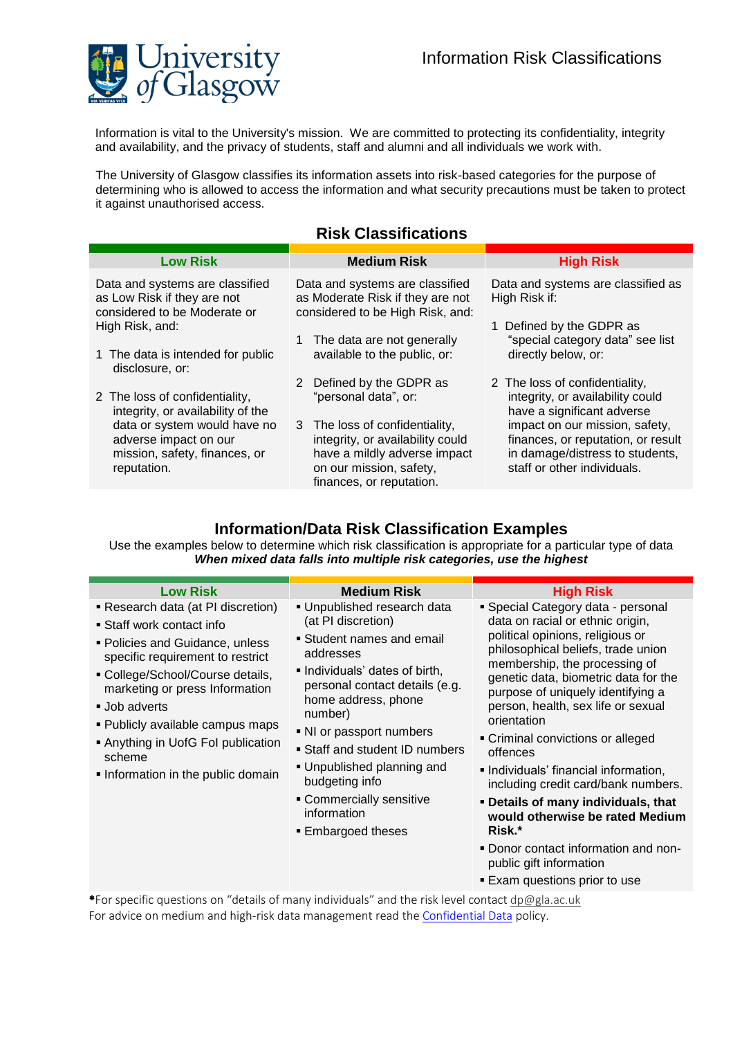# Information Risk Classifications

Information is vital to the University's mission. We are committed to protecting its confidentiality, integrity and availability, and the privacy of students, staff and alumni and all individuals we work with.

The University of Glasgow classifies its information assets into risk-based categories for the purpose of determining who is allowed to access the information and what security precautions must be taken to protect it against unauthorised access.

## Risk Classifications

| Low Risk | Medium Risk | High Risk |
|---|---|---|
| Data and systems are classified as Low Risk if they are not considered to be Moderate or High Risk, and:<br><br>1 The data is intended for public disclosure, or:<br><br>2 The loss of confidentiality, integrity, or availability of the data or system would have no adverse impact on our mission, safety, finances, or reputation. | Data and systems are classified as Moderate Risk if they are not considered to be High Risk, and:<br><br>1 The data are not generally available to the public, or:<br><br>2 Defined by the GDPR as "personal data", or:<br><br>3 The loss of confidentiality, integrity, or availability could have a mildly adverse impact on our mission, safety, finances, or reputation. | Data and systems are classified as High Risk if:<br><br>1 Defined by the GDPR as "special category data" see list directly below, or:<br><br>2 The loss of confidentiality, integrity, or availability could have a significant adverse impact on our mission, safety, finances, or reputation, or result in damage/distress to students, staff or other individuals. |

## Information/Data Risk Classification Examples

Use the examples below to determine which risk classification is appropriate for a particular type of data

***When mixed data falls into multiple risk categories, use the highest***

| Low Risk | Medium Risk | High Risk |
|---|---|---|
| ▪ Research data (at PI discretion)<br>▪ Staff work contact info<br>▪ Policies and Guidance, unless specific requirement to restrict<br>▪ College/School/Course details, marketing or press Information<br>▪ Job adverts<br>▪ Publicly available campus maps<br>▪ Anything in UofG FoI publication scheme<br>▪ Information in the public domain | ▪ Unpublished research data (at PI discretion)<br>▪ Student names and email addresses<br>▪ Individuals' dates of birth, personal contact details (e.g. home address, phone number)<br>▪ NI or passport numbers<br>▪ Staff and student ID numbers<br>▪ Unpublished planning and budgeting info<br>▪ Commercially sensitive information<br>▪ Embargoed theses | ▪ Special Category data - personal data on racial or ethnic origin, political opinions, religious or philosophical beliefs, trade union membership, the processing of genetic data, biometric data for the purpose of uniquely identifying a person, health, sex life or sexual orientation<br>▪ Criminal convictions or alleged offences<br>▪ Individuals' financial information, including credit card/bank numbers.<br>▪ **Details of many individuals, that would otherwise be rated Medium Risk.***<br>▪ Donor contact information and non-public gift information<br>▪ Exam questions prior to use |

*For specific questions on "details of many individuals" and the risk level contact dp@gla.ac.uk

For advice on medium and high-risk data management read the Confidential Data policy.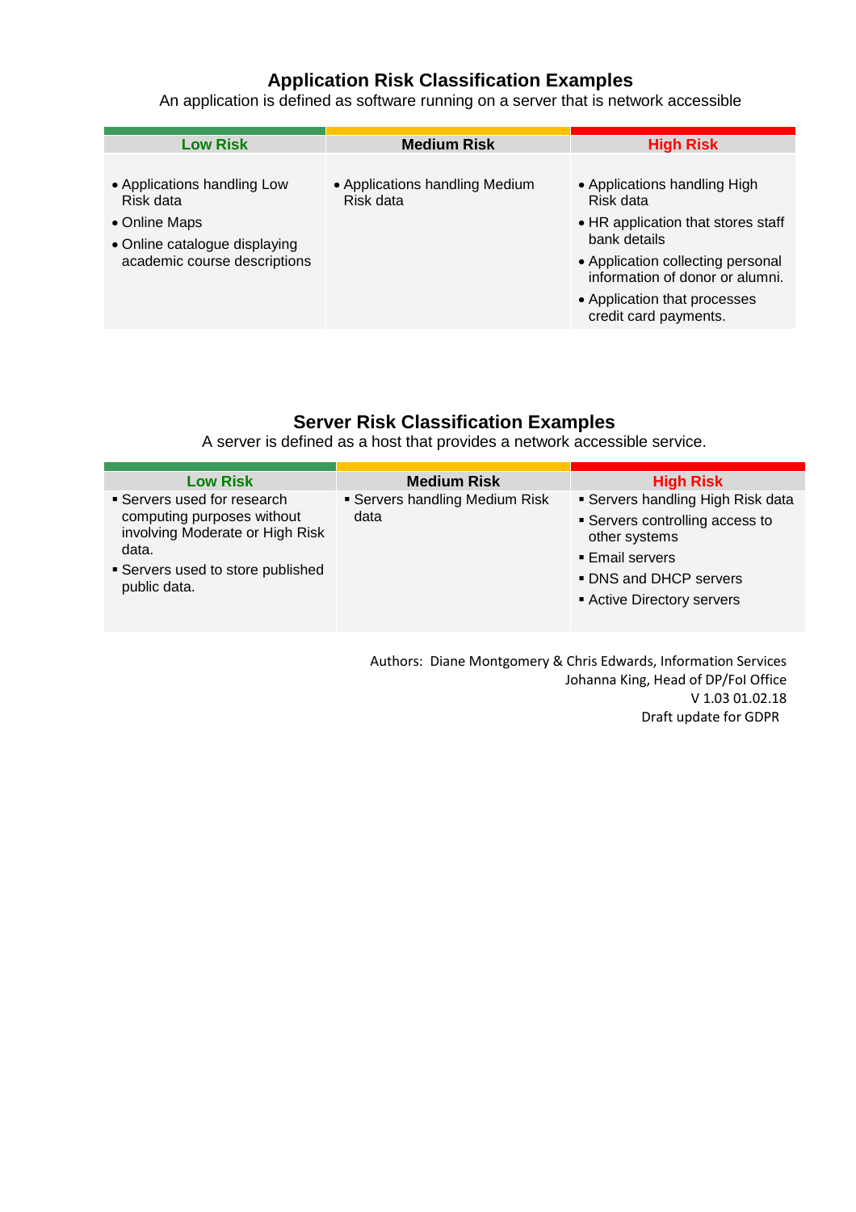## Application Risk Classification Examples

An application is defined as software running on a server that is network accessible

| Low Risk | Medium Risk | High Risk |
|---|---|---|
| • Applications handling Low Risk data<br>• Online Maps<br>• Online catalogue displaying academic course descriptions | • Applications handling Medium Risk data | • Applications handling High Risk data<br>• HR application that stores staff bank details<br>• Application collecting personal information of donor or alumni.<br>• Application that processes credit card payments. |

## Server Risk Classification Examples

A server is defined as a host that provides a network accessible service.

| Low Risk | Medium Risk | High Risk |
|---|---|---|
| ▪ Servers used for research computing purposes without involving Moderate or High Risk data.<br>▪ Servers used to store published public data. | ▪ Servers handling Medium Risk data | ▪ Servers handling High Risk data<br>▪ Servers controlling access to other systems<br>▪ Email servers<br>▪ DNS and DHCP servers<br>▪ Active Directory servers |

Authors: Diane Montgomery & Chris Edwards, Information Services
Johanna King, Head of DP/FoI Office
V 1.03 01.02.18
Draft update for GDPR